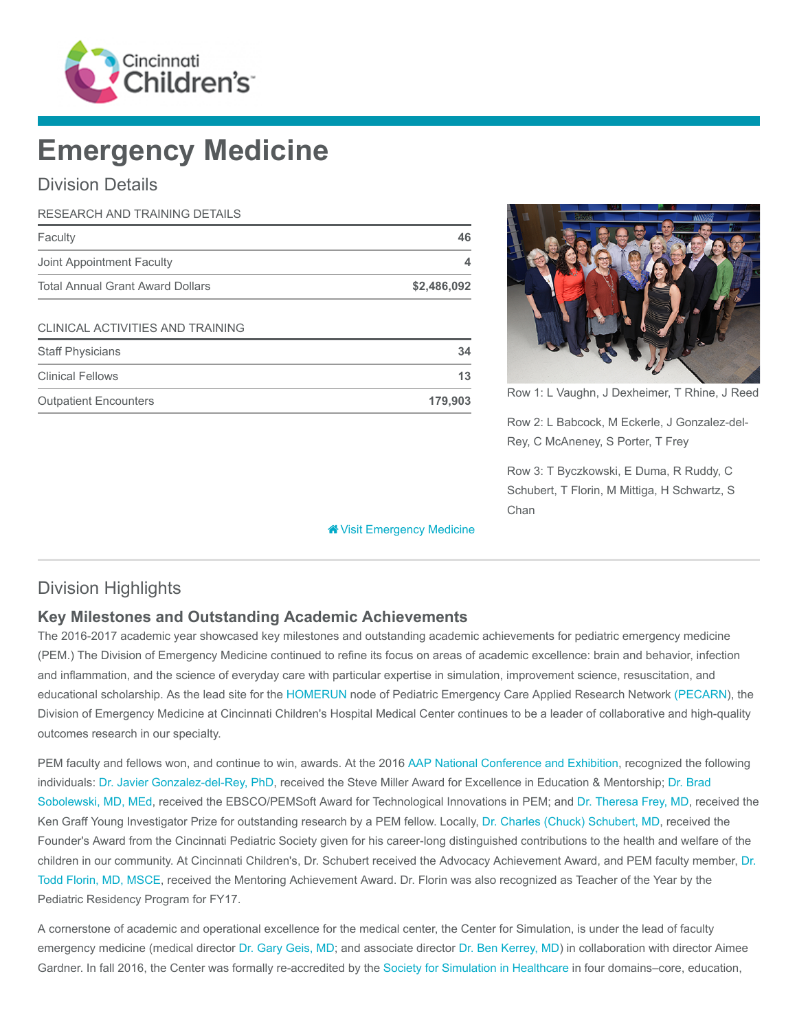# Emergency Medicine

## Division Details

| RESEARCH AND TRAINING DETAILS | |
|---|---|
| Faculty | 46 |
| Joint Appointment Faculty | 4 |
| Total Annual Grant Award Dollars | $2,486,092 |

| CLINICAL ACTIVITIES AND TRAINING | |
|---|---|
| Staff Physicians | 34 |
| Clinical Fellows | 13 |
| Outpatient Encounters | 179,903 |

Row 1: L Vaughn, J Dexheimer, T Rhine, J Reed

Row 2: L Babcock, M Eckerle, J Gonzalez-del-Rey, C McAneney, S Porter, T Frey

Row 3: T Byczkowski, E Duma, R Ruddy, C Schubert, T Florin, M Mittiga, H Schwartz, S Chan

Visit Emergency Medicine

## Division Highlights

### Key Milestones and Outstanding Academic Achievements

The 2016-2017 academic year showcased key milestones and outstanding academic achievements for pediatric emergency medicine (PEM.) The Division of Emergency Medicine continued to refine its focus on areas of academic excellence: brain and behavior, infection and inflammation, and the science of everyday care with particular expertise in simulation, improvement science, resuscitation, and educational scholarship. As the lead site for the HOMERUN node of Pediatric Emergency Care Applied Research Network (PECARN), the Division of Emergency Medicine at Cincinnati Children's Hospital Medical Center continues to be a leader of collaborative and high-quality outcomes research in our specialty.

PEM faculty and fellows won, and continue to win, awards. At the 2016 AAP National Conference and Exhibition, recognized the following individuals: Dr. Javier Gonzalez-del-Rey, PhD, received the Steve Miller Award for Excellence in Education & Mentorship; Dr. Brad Sobolewski, MD, MEd, received the EBSCO/PEMSoft Award for Technological Innovations in PEM; and Dr. Theresa Frey, MD, received the Ken Graff Young Investigator Prize for outstanding research by a PEM fellow. Locally, Dr. Charles (Chuck) Schubert, MD, received the Founder's Award from the Cincinnati Pediatric Society given for his career-long distinguished contributions to the health and welfare of the children in our community. At Cincinnati Children's, Dr. Schubert received the Advocacy Achievement Award, and PEM faculty member, Dr. Todd Florin, MD, MSCE, received the Mentoring Achievement Award. Dr. Florin was also recognized as Teacher of the Year by the Pediatric Residency Program for FY17.

A cornerstone of academic and operational excellence for the medical center, the Center for Simulation, is under the lead of faculty emergency medicine (medical director Dr. Gary Geis, MD; and associate director Dr. Ben Kerrey, MD) in collaboration with director Aimee Gardner. In fall 2016, the Center was formally re-accredited by the Society for Simulation in Healthcare in four domains–core, education,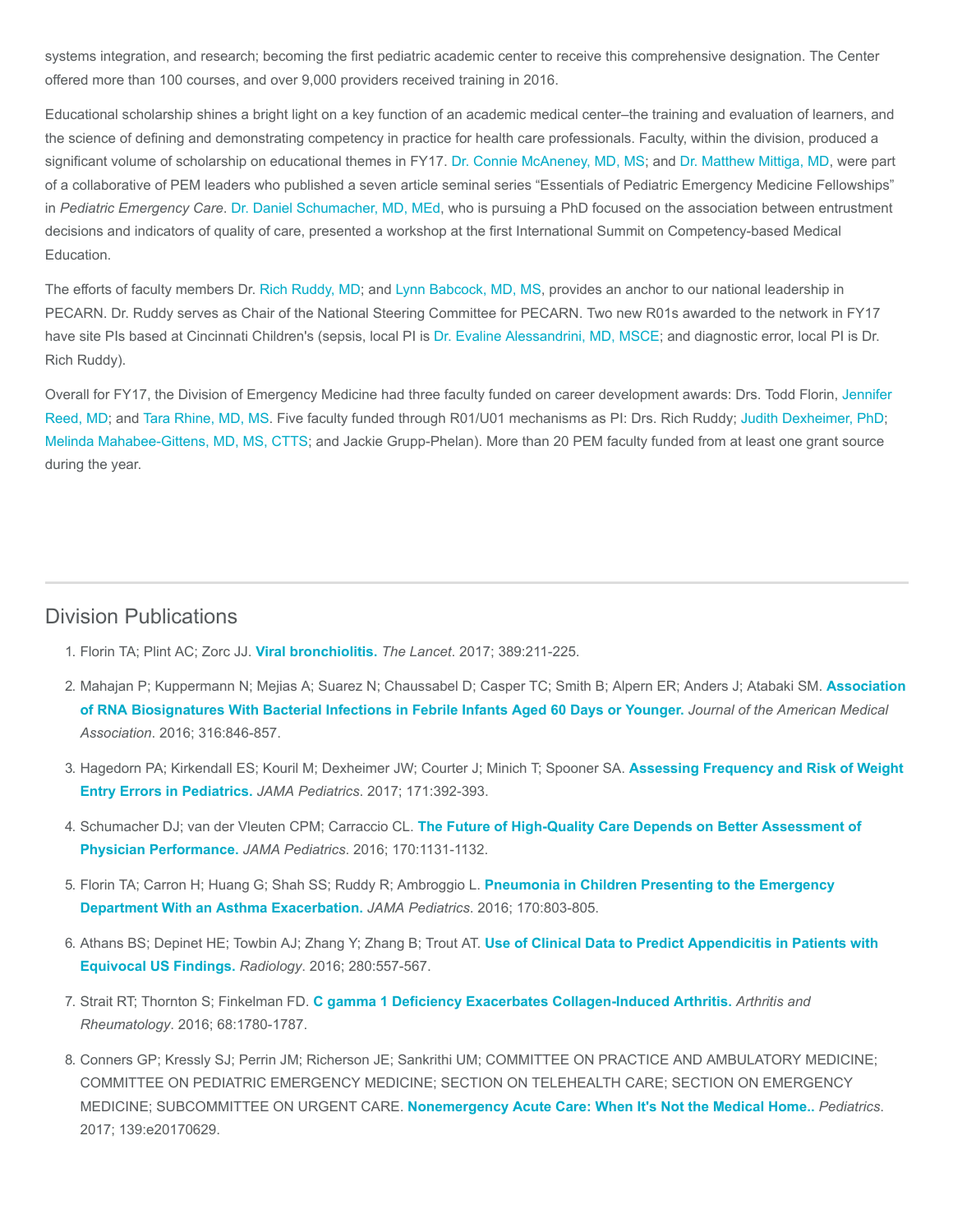systems integration, and research; becoming the first pediatric academic center to receive this comprehensive designation. The Center offered more than 100 courses, and over 9,000 providers received training in 2016.

Educational scholarship shines a bright light on a key function of an academic medical center–the training and evaluation of learners, and the science of defining and demonstrating competency in practice for health care professionals. Faculty, within the division, produced a significant volume of scholarship on educational themes in FY17. Dr. Connie McAneney, MD, MS; and Dr. Matthew Mittiga, MD, were part of a collaborative of PEM leaders who published a seven article seminal series "Essentials of Pediatric Emergency Medicine Fellowships" in *Pediatric Emergency Care*. Dr. Daniel Schumacher, MD, MEd, who is pursuing a PhD focused on the association between entrustment decisions and indicators of quality of care, presented a workshop at the first International Summit on Competency-based Medical Education.

The efforts of faculty members Dr. Rich Ruddy, MD; and Lynn Babcock, MD, MS, provides an anchor to our national leadership in PECARN. Dr. Ruddy serves as Chair of the National Steering Committee for PECARN. Two new R01s awarded to the network in FY17 have site PIs based at Cincinnati Children's (sepsis, local PI is Dr. Evaline Alessandrini, MD, MSCE; and diagnostic error, local PI is Dr. Rich Ruddy).

Overall for FY17, the Division of Emergency Medicine had three faculty funded on career development awards: Drs. Todd Florin, Jennifer Reed, MD; and Tara Rhine, MD, MS. Five faculty funded through R01/U01 mechanisms as PI: Drs. Rich Ruddy; Judith Dexheimer, PhD; Melinda Mahabee-Gittens, MD, MS, CTTS; and Jackie Grupp-Phelan). More than 20 PEM faculty funded from at least one grant source during the year.

## Division Publications

1. Florin TA; Plint AC; Zorc JJ. **Viral bronchiolitis.** *The Lancet*. 2017; 389:211-225.
2. Mahajan P; Kuppermann N; Mejias A; Suarez N; Chaussabel D; Casper TC; Smith B; Alpern ER; Anders J; Atabaki SM. **Association of RNA Biosignatures With Bacterial Infections in Febrile Infants Aged 60 Days or Younger.** *Journal of the American Medical Association*. 2016; 316:846-857.
3. Hagedorn PA; Kirkendall ES; Kouril M; Dexheimer JW; Courter J; Minich T; Spooner SA. **Assessing Frequency and Risk of Weight Entry Errors in Pediatrics.** *JAMA Pediatrics*. 2017; 171:392-393.
4. Schumacher DJ; van der Vleuten CPM; Carraccio CL. **The Future of High-Quality Care Depends on Better Assessment of Physician Performance.** *JAMA Pediatrics*. 2016; 170:1131-1132.
5. Florin TA; Carron H; Huang G; Shah SS; Ruddy R; Ambroggio L. **Pneumonia in Children Presenting to the Emergency Department With an Asthma Exacerbation.** *JAMA Pediatrics*. 2016; 170:803-805.
6. Athans BS; Depinet HE; Towbin AJ; Zhang Y; Zhang B; Trout AT. **Use of Clinical Data to Predict Appendicitis in Patients with Equivocal US Findings.** *Radiology*. 2016; 280:557-567.
7. Strait RT; Thornton S; Finkelman FD. **C gamma 1 Deficiency Exacerbates Collagen-Induced Arthritis.** *Arthritis and Rheumatology*. 2016; 68:1780-1787.
8. Conners GP; Kressly SJ; Perrin JM; Richerson JE; Sankrithi UM; COMMITTEE ON PRACTICE AND AMBULATORY MEDICINE; COMMITTEE ON PEDIATRIC EMERGENCY MEDICINE; SECTION ON TELEHEALTH CARE; SECTION ON EMERGENCY MEDICINE; SUBCOMMITTEE ON URGENT CARE. **Nonemergency Acute Care: When It's Not the Medical Home..** *Pediatrics*. 2017; 139:e20170629.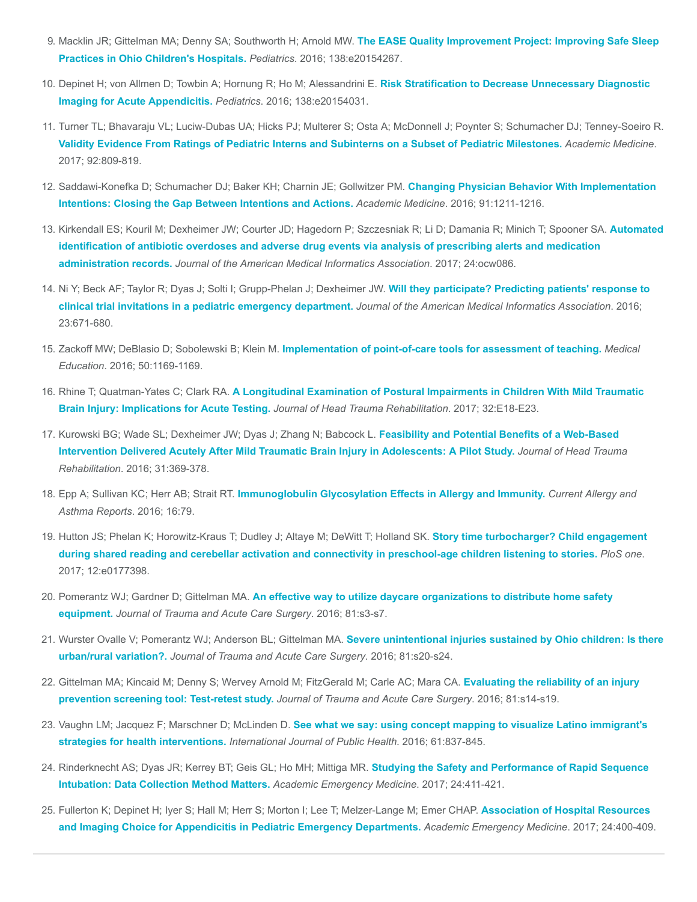9. Macklin JR; Gittelman MA; Denny SA; Southworth H; Arnold MW. **The EASE Quality Improvement Project: Improving Safe Sleep Practices in Ohio Children's Hospitals.** *Pediatrics*. 2016; 138:e20154267.

10. Depinet H; von Allmen D; Towbin A; Hornung R; Ho M; Alessandrini E. **Risk Stratification to Decrease Unnecessary Diagnostic Imaging for Acute Appendicitis.** *Pediatrics*. 2016; 138:e20154031.

11. Turner TL; Bhavaraju VL; Luciw-Dubas UA; Hicks PJ; Multerer S; Osta A; McDonnell J; Poynter S; Schumacher DJ; Tenney-Soeiro R. **Validity Evidence From Ratings of Pediatric Interns and Subinterns on a Subset of Pediatric Milestones.** *Academic Medicine*. 2017; 92:809-819.

12. Saddawi-Konefka D; Schumacher DJ; Baker KH; Charnin JE; Gollwitzer PM. **Changing Physician Behavior With Implementation Intentions: Closing the Gap Between Intentions and Actions.** *Academic Medicine*. 2016; 91:1211-1216.

13. Kirkendall ES; Kouril M; Dexheimer JW; Courter JD; Hagedorn P; Szczesniak R; Li D; Damania R; Minich T; Spooner SA. **Automated identification of antibiotic overdoses and adverse drug events via analysis of prescribing alerts and medication administration records.** *Journal of the American Medical Informatics Association*. 2017; 24:ocw086.

14. Ni Y; Beck AF; Taylor R; Dyas J; Solti I; Grupp-Phelan J; Dexheimer JW. **Will they participate? Predicting patients' response to clinical trial invitations in a pediatric emergency department.** *Journal of the American Medical Informatics Association*. 2016; 23:671-680.

15. Zackoff MW; DeBlasio D; Sobolewski B; Klein M. **Implementation of point-of-care tools for assessment of teaching.** *Medical Education*. 2016; 50:1169-1169.

16. Rhine T; Quatman-Yates C; Clark RA. **A Longitudinal Examination of Postural Impairments in Children With Mild Traumatic Brain Injury: Implications for Acute Testing.** *Journal of Head Trauma Rehabilitation*. 2017; 32:E18-E23.

17. Kurowski BG; Wade SL; Dexheimer JW; Dyas J; Zhang N; Babcock L. **Feasibility and Potential Benefits of a Web-Based Intervention Delivered Acutely After Mild Traumatic Brain Injury in Adolescents: A Pilot Study.** *Journal of Head Trauma Rehabilitation*. 2016; 31:369-378.

18. Epp A; Sullivan KC; Herr AB; Strait RT. **Immunoglobulin Glycosylation Effects in Allergy and Immunity.** *Current Allergy and Asthma Reports*. 2016; 16:79.

19. Hutton JS; Phelan K; Horowitz-Kraus T; Dudley J; Altaye M; DeWitt T; Holland SK. **Story time turbocharger? Child engagement during shared reading and cerebellar activation and connectivity in preschool-age children listening to stories.** *PloS one*. 2017; 12:e0177398.

20. Pomerantz WJ; Gardner D; Gittelman MA. **An effective way to utilize daycare organizations to distribute home safety equipment.** *Journal of Trauma and Acute Care Surgery*. 2016; 81:s3-s7.

21. Wurster Ovalle V; Pomerantz WJ; Anderson BL; Gittelman MA. **Severe unintentional injuries sustained by Ohio children: Is there urban/rural variation?.** *Journal of Trauma and Acute Care Surgery*. 2016; 81:s20-s24.

22. Gittelman MA; Kincaid M; Denny S; Wervey Arnold M; FitzGerald M; Carle AC; Mara CA. **Evaluating the reliability of an injury prevention screening tool: Test-retest study.** *Journal of Trauma and Acute Care Surgery*. 2016; 81:s14-s19.

23. Vaughn LM; Jacquez F; Marschner D; McLinden D. **See what we say: using concept mapping to visualize Latino immigrant's strategies for health interventions.** *International Journal of Public Health*. 2016; 61:837-845.

24. Rinderknecht AS; Dyas JR; Kerrey BT; Geis GL; Ho MH; Mittiga MR. **Studying the Safety and Performance of Rapid Sequence Intubation: Data Collection Method Matters.** *Academic Emergency Medicine*. 2017; 24:411-421.

25. Fullerton K; Depinet H; Iyer S; Hall M; Herr S; Morton I; Lee T; Melzer-Lange M; Emer CHAP. **Association of Hospital Resources and Imaging Choice for Appendicitis in Pediatric Emergency Departments.** *Academic Emergency Medicine*. 2017; 24:400-409.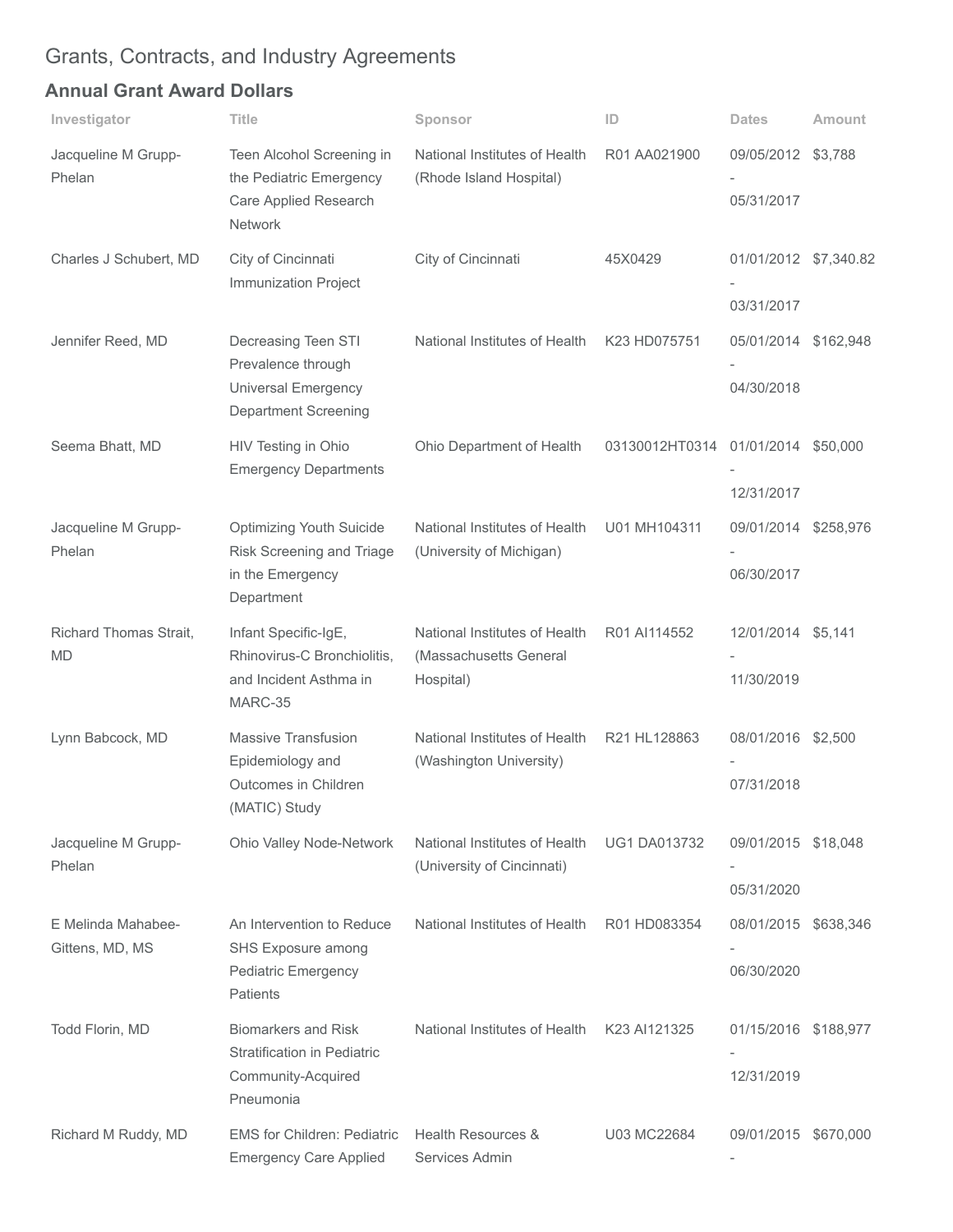## Grants, Contracts, and Industry Agreements

### Annual Grant Award Dollars

| Investigator | Title | Sponsor | ID | Dates | Amount |
|---|---|---|---|---|---|
| Jacqueline M Grupp-Phelan | Teen Alcohol Screening in the Pediatric Emergency Care Applied Research Network | National Institutes of Health (Rhode Island Hospital) | R01 AA021900 | 09/05/2012 - 05/31/2017 | $3,788 |
| Charles J Schubert, MD | City of Cincinnati Immunization Project | City of Cincinnati | 45X0429 | 01/01/2012 - 03/31/2017 | $7,340.82 |
| Jennifer Reed, MD | Decreasing Teen STI Prevalence through Universal Emergency Department Screening | National Institutes of Health | K23 HD075751 | 05/01/2014 - 04/30/2018 | $162,948 |
| Seema Bhatt, MD | HIV Testing in Ohio Emergency Departments | Ohio Department of Health | 03130012HT0314 | 01/01/2014 - 12/31/2017 | $50,000 |
| Jacqueline M Grupp-Phelan | Optimizing Youth Suicide Risk Screening and Triage in the Emergency Department | National Institutes of Health (University of Michigan) | U01 MH104311 | 09/01/2014 - 06/30/2017 | $258,976 |
| Richard Thomas Strait, MD | Infant Specific-IgE, Rhinovirus-C Bronchiolitis, and Incident Asthma in MARC-35 | National Institutes of Health (Massachusetts General Hospital) | R01 AI114552 | 12/01/2014 - 11/30/2019 | $5,141 |
| Lynn Babcock, MD | Massive Transfusion Epidemiology and Outcomes in Children (MATIC) Study | National Institutes of Health (Washington University) | R21 HL128863 | 08/01/2016 - 07/31/2018 | $2,500 |
| Jacqueline M Grupp-Phelan | Ohio Valley Node-Network | National Institutes of Health (University of Cincinnati) | UG1 DA013732 | 09/01/2015 - 05/31/2020 | $18,048 |
| E Melinda Mahabee-Gittens, MD, MS | An Intervention to Reduce SHS Exposure among Pediatric Emergency Patients | National Institutes of Health | R01 HD083354 | 08/01/2015 - 06/30/2020 | $638,346 |
| Todd Florin, MD | Biomarkers and Risk Stratification in Pediatric Community-Acquired Pneumonia | National Institutes of Health | K23 AI121325 | 01/15/2016 - 12/31/2019 | $188,977 |
| Richard M Ruddy, MD | EMS for Children: Pediatric Emergency Care Applied | Health Resources & Services Admin | U03 MC22684 | 09/01/2015 - | $670,000 |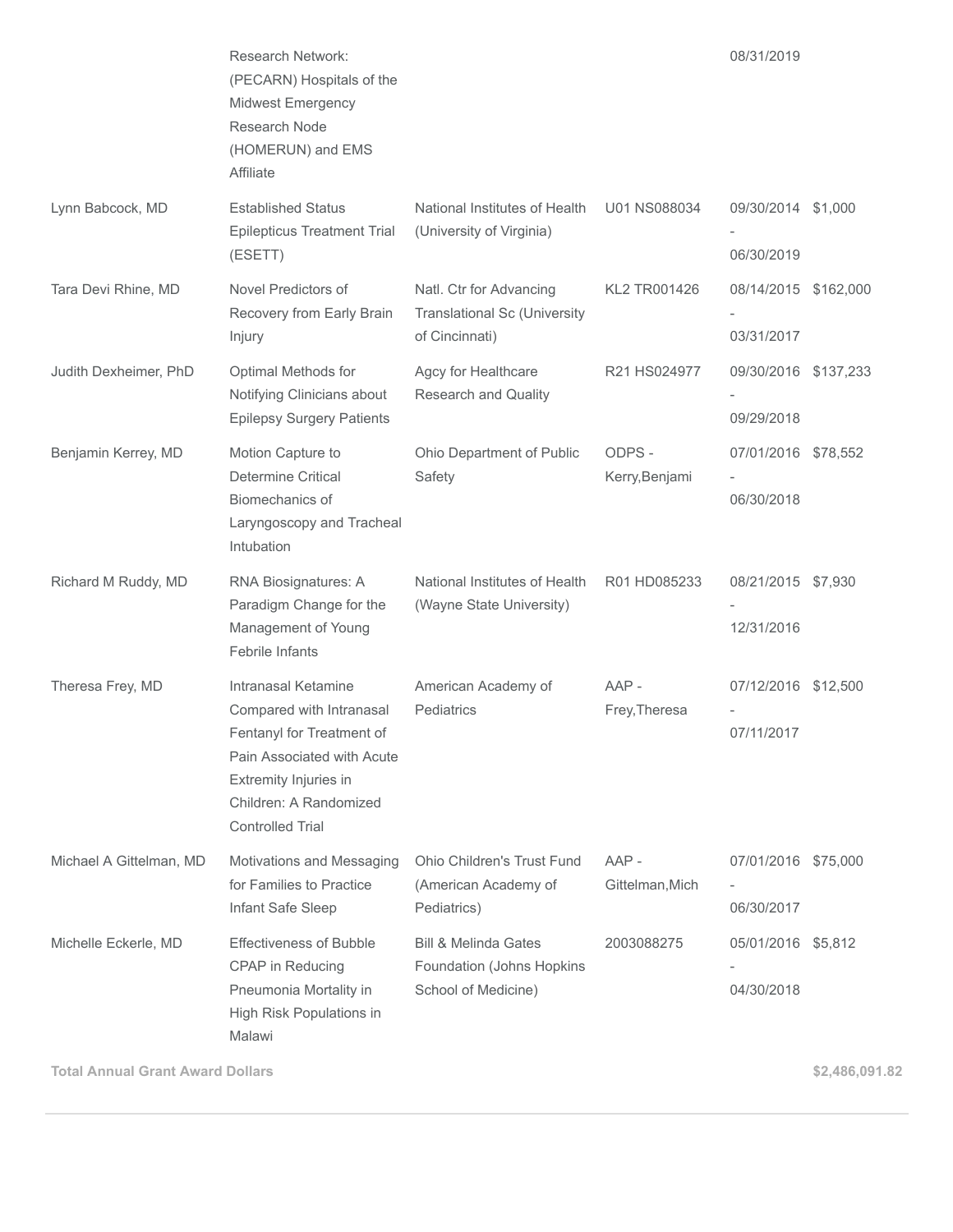| | | | | | |
|---|---|---|---|---|---|
| | Research Network: (PECARN) Hospitals of the Midwest Emergency Research Node (HOMERUN) and EMS Affiliate | | | 08/31/2019 | |
| Lynn Babcock, MD | Established Status Epilepticus Treatment Trial (ESETT) | National Institutes of Health (University of Virginia) | U01 NS088034 | 09/30/2014 - 06/30/2019 | $1,000 |
| Tara Devi Rhine, MD | Novel Predictors of Recovery from Early Brain Injury | Natl. Ctr for Advancing Translational Sc (University of Cincinnati) | KL2 TR001426 | 08/14/2015 - 03/31/2017 | $162,000 |
| Judith Dexheimer, PhD | Optimal Methods for Notifying Clinicians about Epilepsy Surgery Patients | Agcy for Healthcare Research and Quality | R21 HS024977 | 09/30/2016 - 09/29/2018 | $137,233 |
| Benjamin Kerrey, MD | Motion Capture to Determine Critical Biomechanics of Laryngoscopy and Tracheal Intubation | Ohio Department of Public Safety | ODPS - Kerry,Benjami | 07/01/2016 - 06/30/2018 | $78,552 |
| Richard M Ruddy, MD | RNA Biosignatures: A Paradigm Change for the Management of Young Febrile Infants | National Institutes of Health (Wayne State University) | R01 HD085233 | 08/21/2015 - 12/31/2016 | $7,930 |
| Theresa Frey, MD | Intranasal Ketamine Compared with Intranasal Fentanyl for Treatment of Pain Associated with Acute Extremity Injuries in Children: A Randomized Controlled Trial | American Academy of Pediatrics | AAP - Frey,Theresa | 07/12/2016 - 07/11/2017 | $12,500 |
| Michael A Gittelman, MD | Motivations and Messaging for Families to Practice Infant Safe Sleep | Ohio Children's Trust Fund (American Academy of Pediatrics) | AAP - Gittelman,Mich | 07/01/2016 - 06/30/2017 | $75,000 |
| Michelle Eckerle, MD | Effectiveness of Bubble CPAP in Reducing Pneumonia Mortality in High Risk Populations in Malawi | Bill & Melinda Gates Foundation (Johns Hopkins School of Medicine) | 2003088275 | 05/01/2016 - 04/30/2018 | $5,812 |

**Total Annual Grant Award Dollars** **$2,486,091.82**